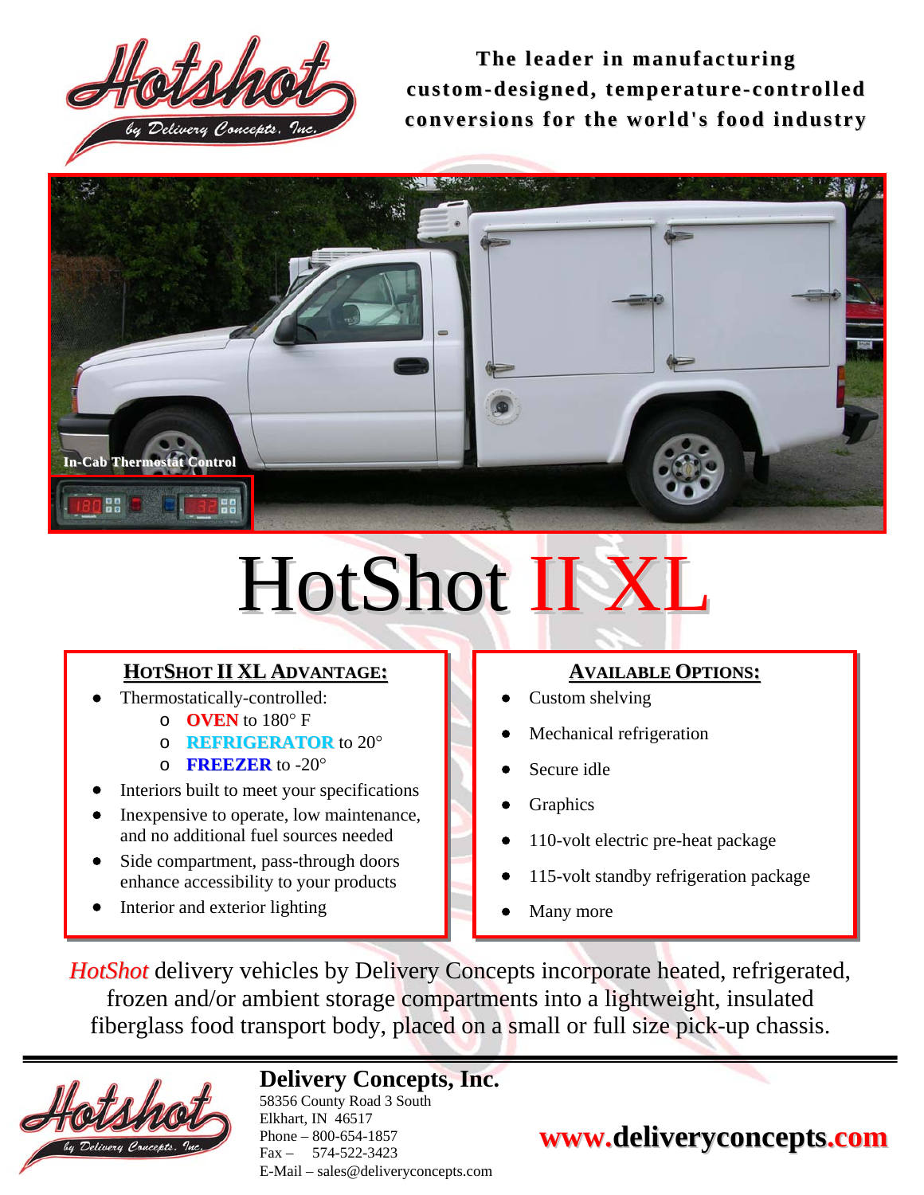Hotshot by Delivery Concepts, Inc.

**The leader in manufacturing custom-designed, temperature-controlled conversions for the world's food industry**

In-Cab Thermostat Control

# HotShot II XL

## HOTSHOT II XL ADVANTAGE:

- Thermostatically-controlled:
  - **OVEN** to 180° F
  - **REFRIGERATOR** to 20°
  - **FREEZER** to -20°
- Interiors built to meet your specifications
- Inexpensive to operate, low maintenance, and no additional fuel sources needed
- Side compartment, pass-through doors enhance accessibility to your products
- Interior and exterior lighting

## AVAILABLE OPTIONS:

- Custom shelving
- Mechanical refrigeration
- Secure idle
- Graphics
- 110-volt electric pre-heat package
- 115-volt standby refrigeration package
- Many more

*HotShot* delivery vehicles by Delivery Concepts incorporate heated, refrigerated, frozen and/or ambient storage compartments into a lightweight, insulated fiberglass food transport body, placed on a small or full size pick-up chassis.

Hotshot by Delivery Concepts, Inc.

**Delivery Concepts, Inc.**
58356 County Road 3 South
Elkhart, IN 46517
Phone – 800-654-1857
Fax – 574-522-3423
E-Mail – sales@deliveryconcepts.com

**www.deliveryconcepts.com**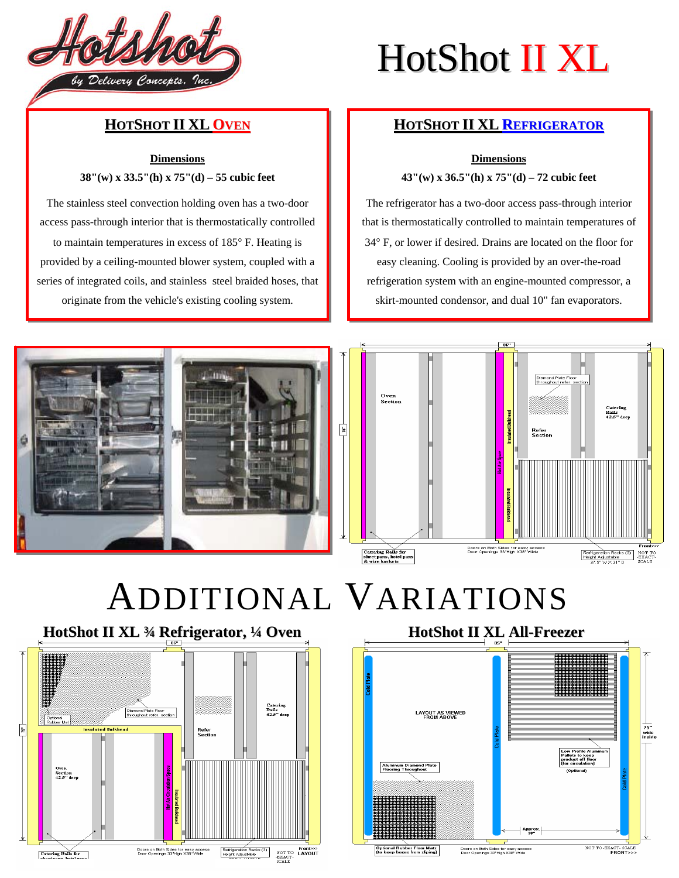# HotShot II XL

## HOTSHOT II XL OVEN

**Dimensions**

**38"(w) x 33.5"(h) x 75"(d) – 55 cubic feet**

The stainless steel convection holding oven has a two-door access pass-through interior that is thermostatically controlled to maintain temperatures in excess of 185° F. Heating is provided by a ceiling-mounted blower system, coupled with a series of integrated coils, and stainless steel braided hoses, that originate from the vehicle's existing cooling system.

## HOTSHOT II XL REFRIGERATOR

**Dimensions**

**43"(w) x 36.5"(h) x 75"(d) – 72 cubic feet**

The refrigerator has a two-door access pass-through interior that is thermostatically controlled to maintain temperatures of 34° F, or lower if desired. Drains are located on the floor for easy cleaning. Cooling is provided by an over-the-road refrigeration system with an engine-mounted compressor, a skirt-mounted condensor, and dual 10" fan evaporators.

86"

78"

Oven Section

Insulated Bulkhead

Hot Air Space

Insulated Bulkhead

Diamond Plate Floor throughout refer section

Catering Rails 42.5" deep

Refer Section

Catering Rails for sheet pans, hotel pans & wire baskets

Doors on Both Sides for easy access
Door Openings 33"High X38" Wide

Refrigeration Racks (3)
Height Adjustable
37.5" W X 31" D

NOT TO EXACT SCALE

Front>>>

# ADDITIONAL VARIATIONS

## HotShot II XL ¾ Refrigerator, ¼ Oven

86"

78"

Optional Rubber Mat

Diamond Plate Floor throughout refer section

Insulated Bulkhead

Catering Rails 42.5" deep

Refer Section

Oven Section 42.5" deep

Hot Air Circulation Space

Insulated Bulkhead

Catering Rails for sheet pans, hotel pans

Doors on Both Sides for easy access
Door Openings 33"High X38" Wide

Refrigeration Racks (3)
Height Adjustable

NOT TO EXACT SCALE

Front>>> LAYOUT

## HotShot II XL All-Freezer

85"

Cold Plate

LAYOUT AS VIEWED FROM ABOVE

Cold Plate

Aluminum Diamond Plate Flooring Throughout

Low Profile Aluminum Pallets to keep product off floor (for circulation) (Optional)

Cold Plate

75" wide inside

Approx. 38"

Optional Rubber Floor Mats (to keep boxes from sliping)

Doors on Both Sides for easy access
Door Openings 33"High X38" Wide

NOT TO EXACT SCALE

FRONT>>>